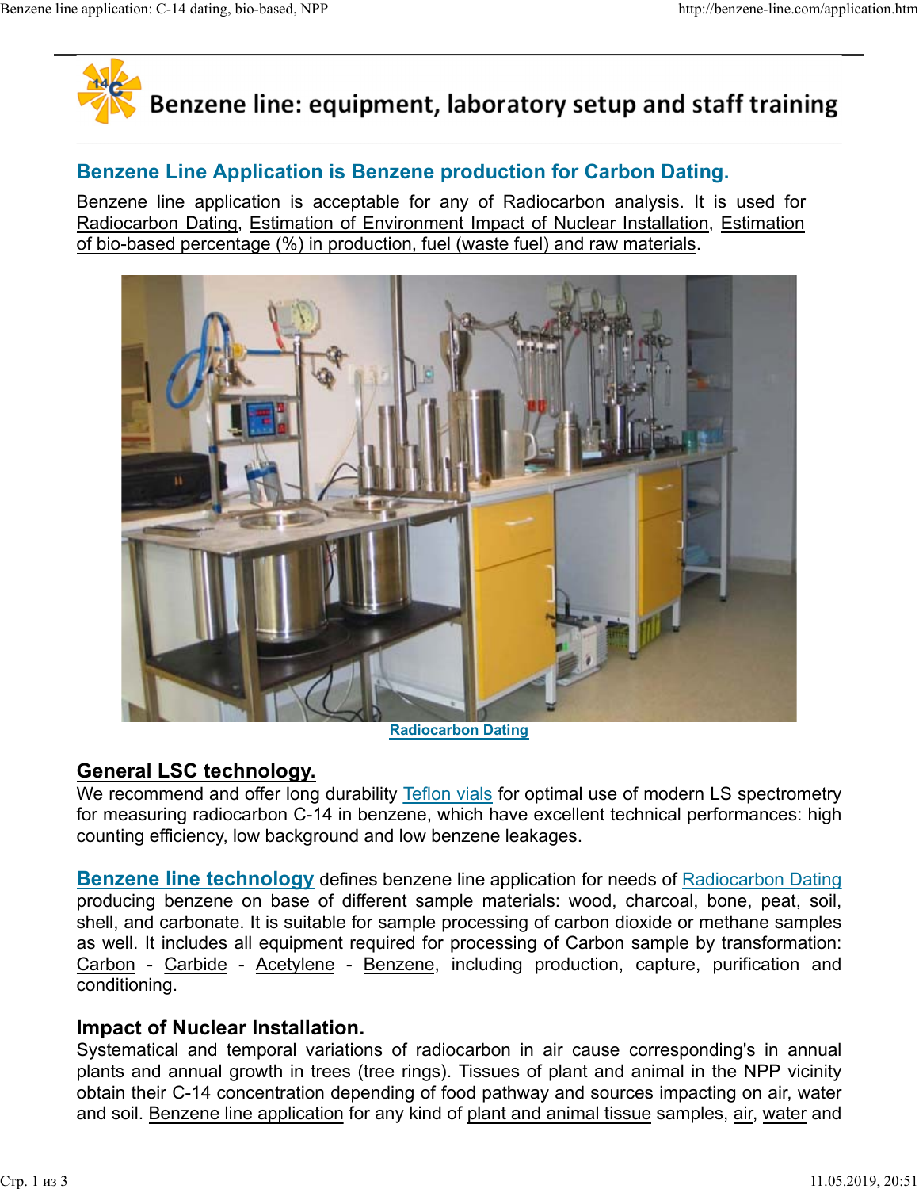# Benzene line: equipment, laboratory setup and staff training

## Benzene Line Application is Benzene production for Carbon Dating.

Benzene line application is acceptable for any of Radiocarbon analysis. It is used for Radiocarbon Dating, Estimation of Environment Impact of Nuclear Installation, Estimation of bio-based percentage (%) in production, fuel (waste fuel) and raw materials.

Radiocarbon Dating

### General LSC technology.

We recommend and offer long durability Teflon vials for optimal use of modern LS spectrometry for measuring radiocarbon C-14 in benzene, which have excellent technical performances: high counting efficiency, low background and low benzene leakages.

**Benzene line technology** defines benzene line application for needs of Radiocarbon Dating producing benzene on base of different sample materials: wood, charcoal, bone, peat, soil, shell, and carbonate. It is suitable for sample processing of carbon dioxide or methane samples as well. It includes all equipment required for processing of Carbon sample by transformation: Carbon - Carbide - Acetylene - Benzene, including production, capture, purification and conditioning.

### Impact of Nuclear Installation.

Systematical and temporal variations of radiocarbon in air cause corresponding's in annual plants and annual growth in trees (tree rings). Tissues of plant and animal in the NPP vicinity obtain their C-14 concentration depending of food pathway and sources impacting on air, water and soil. Benzene line application for any kind of plant and animal tissue samples, air, water and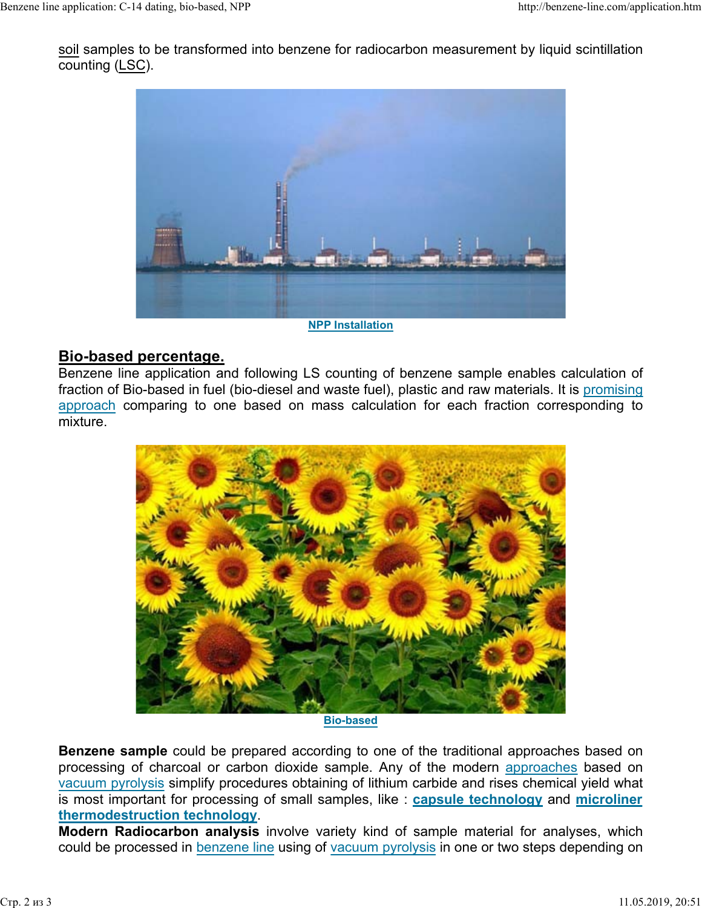soil samples to be transformed into benzene for radiocarbon measurement by liquid scintillation counting (LSC).

NPP Installation

## Bio-based percentage.

Benzene line application and following LS counting of benzene sample enables calculation of fraction of Bio-based in fuel (bio-diesel and waste fuel), plastic and raw materials. It is promising approach comparing to one based on mass calculation for each fraction corresponding to mixture.

Bio-based

**Benzene sample** could be prepared according to one of the traditional approaches based on processing of charcoal or carbon dioxide sample. Any of the modern approaches based on vacuum pyrolysis simplify procedures obtaining of lithium carbide and rises chemical yield what is most important for processing of small samples, like : **capsule technology** and **microliner thermodestruction technology**.

**Modern Radiocarbon analysis** involve variety kind of sample material for analyses, which could be processed in benzene line using of vacuum pyrolysis in one or two steps depending on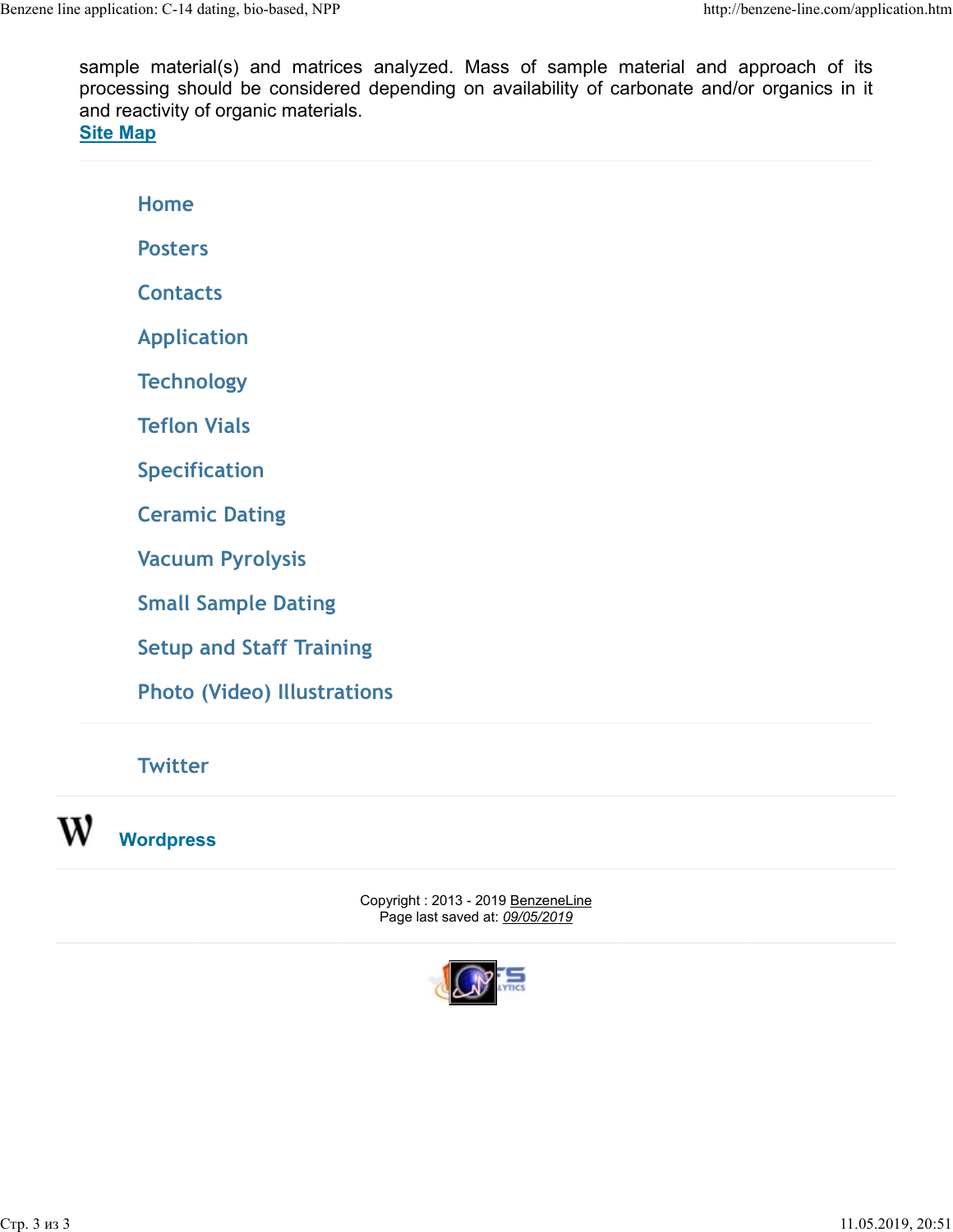sample material(s) and matrices analyzed. Mass of sample material and approach of its processing should be considered depending on availability of carbonate and/or organics in it and reactivity of organic materials.

**Site Map**

---

- Home
- Posters
- Contacts
- Application
- Technology
- Teflon Vials
- Specification
- Ceramic Dating
- Vacuum Pyrolysis
- Small Sample Dating
- Setup and Staff Training
- Photo (Video) Illustrations

---

Twitter

---

W **Wordpress**

---

Copyright : 2013 - 2019 BenzeneLine
Page last saved at: *09/05/2019*